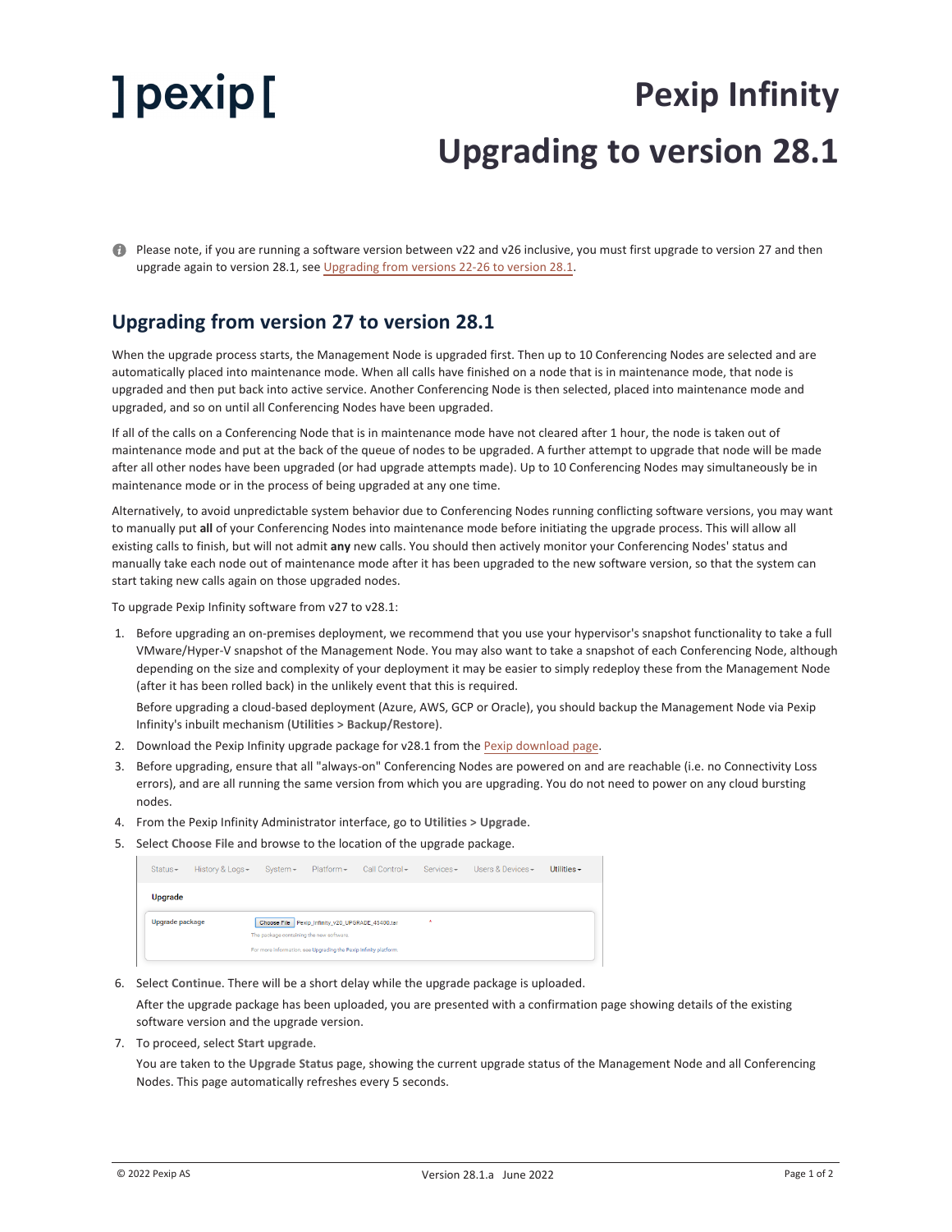# Pexip Infinity

# Upgrading to version 28.1

Please note, if you are running a software version between v22 and v26 inclusive, you must first upgrade to version 27 and then upgrade again to version 28.1, see Upgrading from versions 22-26 to version 28.1.

## Upgrading from version 27 to version 28.1

When the upgrade process starts, the Management Node is upgraded first. Then up to 10 Conferencing Nodes are selected and are automatically placed into maintenance mode. When all calls have finished on a node that is in maintenance mode, that node is upgraded and then put back into active service. Another Conferencing Node is then selected, placed into maintenance mode and upgraded, and so on until all Conferencing Nodes have been upgraded.

If all of the calls on a Conferencing Node that is in maintenance mode have not cleared after 1 hour, the node is taken out of maintenance mode and put at the back of the queue of nodes to be upgraded. A further attempt to upgrade that node will be made after all other nodes have been upgraded (or had upgrade attempts made). Up to 10 Conferencing Nodes may simultaneously be in maintenance mode or in the process of being upgraded at any one time.

Alternatively, to avoid unpredictable system behavior due to Conferencing Nodes running conflicting software versions, you may want to manually put **all** of your Conferencing Nodes into maintenance mode before initiating the upgrade process. This will allow all existing calls to finish, but will not admit **any** new calls. You should then actively monitor your Conferencing Nodes' status and manually take each node out of maintenance mode after it has been upgraded to the new software version, so that the system can start taking new calls again on those upgraded nodes.

To upgrade Pexip Infinity software from v27 to v28.1:

1. Before upgrading an on-premises deployment, we recommend that you use your hypervisor's snapshot functionality to take a full VMware/Hyper-V snapshot of the Management Node. You may also want to take a snapshot of each Conferencing Node, although depending on the size and complexity of your deployment it may be easier to simply redeploy these from the Management Node (after it has been rolled back) in the unlikely event that this is required.

   Before upgrading a cloud-based deployment (Azure, AWS, GCP or Oracle), you should backup the Management Node via Pexip Infinity's inbuilt mechanism (**Utilities > Backup/Restore**).
2. Download the Pexip Infinity upgrade package for v28.1 from the Pexip download page.
3. Before upgrading, ensure that all "always-on" Conferencing Nodes are powered on and are reachable (i.e. no Connectivity Loss errors), and are all running the same version from which you are upgrading. You do not need to power on any cloud bursting nodes.
4. From the Pexip Infinity Administrator interface, go to **Utilities > Upgrade**.
5. Select **Choose File** and browse to the location of the upgrade package.
6. Select **Continue**. There will be a short delay while the upgrade package is uploaded.

   After the upgrade package has been uploaded, you are presented with a confirmation page showing details of the existing software version and the upgrade version.
7. To proceed, select **Start upgrade**.

   You are taken to the **Upgrade Status** page, showing the current upgrade status of the Management Node and all Conferencing Nodes. This page automatically refreshes every 5 seconds.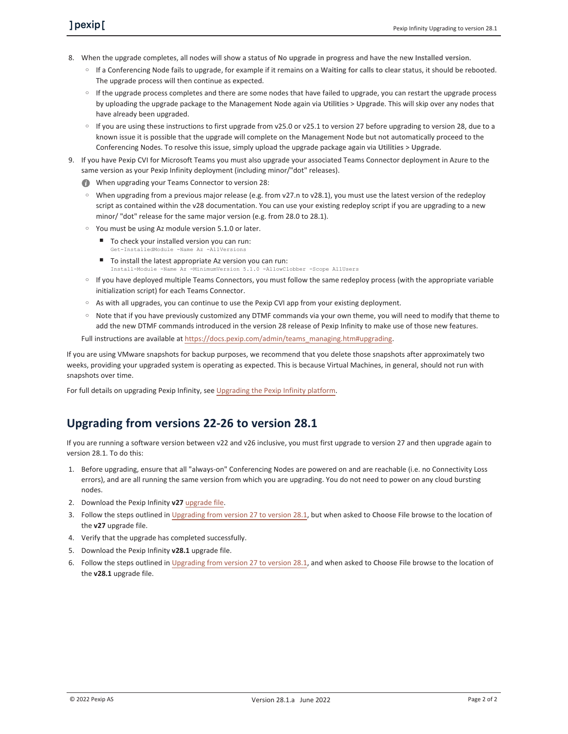8. When the upgrade completes, all nodes will show a status of **No upgrade in progress** and have the new **Installed version**.
   - If a Conferencing Node fails to upgrade, for example if it remains on a **Waiting for calls to clear** status, it should be rebooted. The upgrade process will then continue as expected.
   - If the upgrade process completes and there are some nodes that have failed to upgrade, you can restart the upgrade process by uploading the upgrade package to the Management Node again via **Utilities > Upgrade**. This will skip over any nodes that have already been upgraded.
   - If you are using these instructions to first upgrade from v25.0 or v25.1 to version 27 before upgrading to version 28, due to a known issue it is possible that the upgrade will complete on the Management Node but not automatically proceed to the Conferencing Nodes. To resolve this issue, simply upload the upgrade package again via **Utilities > Upgrade**.
9. If you have Pexip CVI for Microsoft Teams you must also upgrade your associated Teams Connector deployment in Azure to the same version as your Pexip Infinity deployment (including minor/"dot" releases).

   When upgrading your Teams Connector to version 28:

   - When upgrading from a previous major release (e.g. from v27.n to v28.1), you must use the latest version of the redeploy script as contained within the v28 documentation. You can use your existing redeploy script if you are upgrading to a new minor/ "dot" release for the same major version (e.g. from 28.0 to 28.1).
   - You must be using Az module version 5.1.0 or later.
     - To check your installed version you can run:
       ```
       Get-InstalledModule -Name Az -AllVersions
       ```
     - To install the latest appropriate Az version you can run:
       ```
       Install-Module -Name Az -MinimumVersion 5.1.0 -AllowClobber -Scope AllUsers
       ```
   - If you have deployed multiple Teams Connectors, you must follow the same redeploy process (with the appropriate variable initialization script) for each Teams Connector.
   - As with all upgrades, you can continue to use the Pexip CVI app from your existing deployment.
   - Note that if you have previously customized any DTMF commands via your own theme, you will need to modify that theme to add the new DTMF commands introduced in the version 28 release of Pexip Infinity to make use of those new features.

   Full instructions are available at https://docs.pexip.com/admin/teams_managing.htm#upgrading.

If you are using VMware snapshots for backup purposes, we recommend that you delete those snapshots after approximately two weeks, providing your upgraded system is operating as expected. This is because Virtual Machines, in general, should not run with snapshots over time.

For full details on upgrading Pexip Infinity, see Upgrading the Pexip Infinity platform.

## Upgrading from versions 22-26 to version 28.1

If you are running a software version between v22 and v26 inclusive, you must first upgrade to version 27 and then upgrade again to version 28.1. To do this:

1. Before upgrading, ensure that all "always-on" Conferencing Nodes are powered on and are reachable (i.e. no Connectivity Loss errors), and are all running the same version from which you are upgrading. You do not need to power on any cloud bursting nodes.
2. Download the Pexip Infinity **v27** upgrade file.
3. Follow the steps outlined in Upgrading from version 27 to version 28.1, but when asked to **Choose File** browse to the location of the **v27** upgrade file.
4. Verify that the upgrade has completed successfully.
5. Download the Pexip Infinity **v28.1** upgrade file.
6. Follow the steps outlined in Upgrading from version 27 to version 28.1, and when asked to **Choose File** browse to the location of the **v28.1** upgrade file.